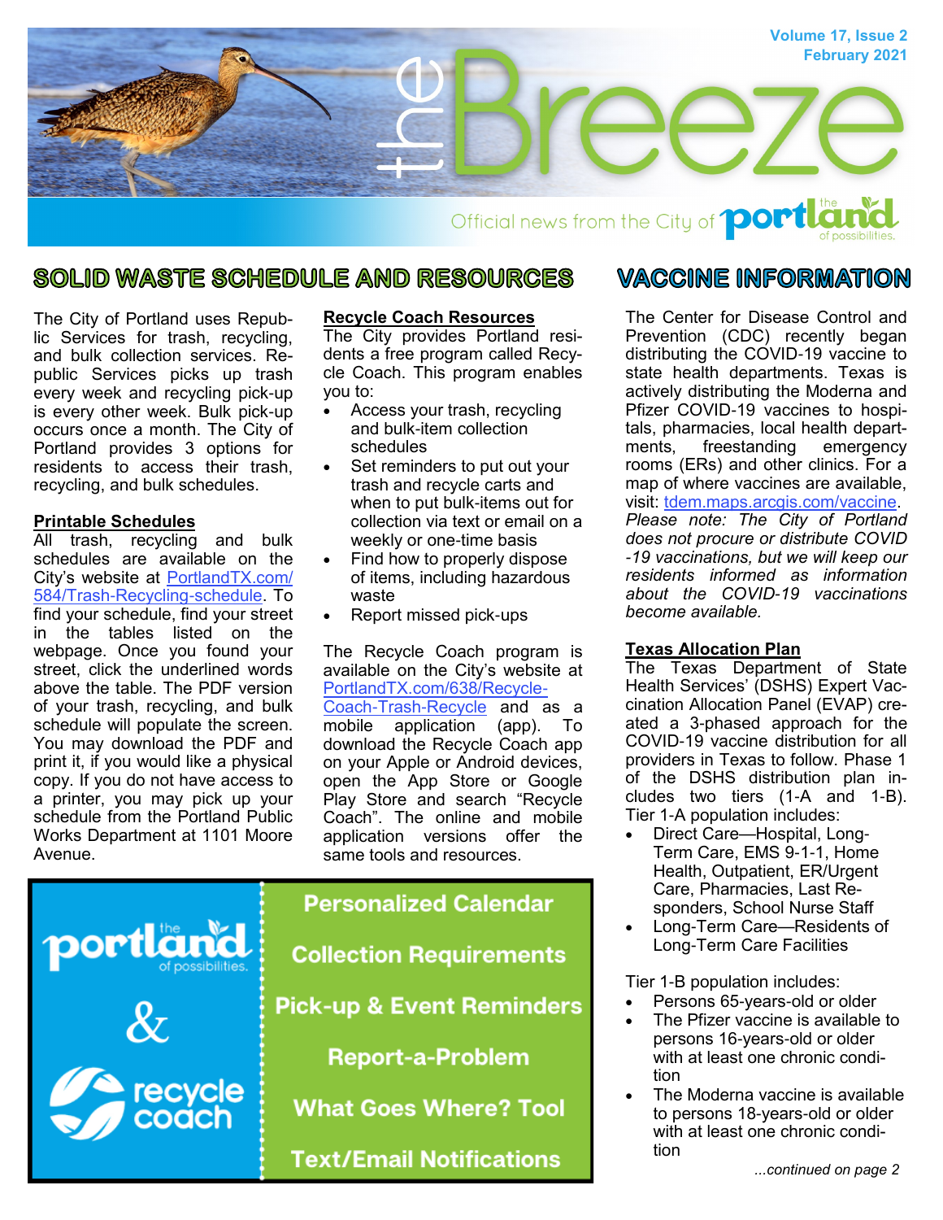# the Breeze

Volume 17, Issue 2
February 2021

Official news from the City of Portland

## SOLID WASTE SCHEDULE AND RESOURCES

The City of Portland uses Republic Services for trash, recycling, and bulk collection services. Republic Services picks up trash every week and recycling pick-up is every other week. Bulk pick-up occurs once a month. The City of Portland provides 3 options for residents to access their trash, recycling, and bulk schedules.

### Printable Schedules

All trash, recycling and bulk schedules are available on the City's website at PortlandTX.com/584/Trash-Recycling-schedule. To find your schedule, find your street in the tables listed on the webpage. Once you found your street, click the underlined words above the table. The PDF version of your trash, recycling, and bulk schedule will populate the screen. You may download the PDF and print it, if you would like a physical copy. If you do not have access to a printer, you may pick up your schedule from the Portland Public Works Department at 1101 Moore Avenue.

### Recycle Coach Resources

The City provides Portland residents a free program called Recycle Coach. This program enables you to:

- Access your trash, recycling and bulk-item collection schedules
- Set reminders to put out your trash and recycle carts and when to put bulk-items out for collection via text or email on a weekly or one-time basis
- Find how to properly dispose of items, including hazardous waste
- Report missed pick-ups

The Recycle Coach program is available on the City's website at PortlandTX.com/638/Recycle-Coach-Trash-Recycle and as a mobile application (app). To download the Recycle Coach app on your Apple or Android devices, open the App Store or Google Play Store and search "Recycle Coach". The online and mobile application versions offer the same tools and resources.

**the portland of possibilities. & recycle coach**

- **Personalized Calendar**
- **Collection Requirements**
- **Pick-up & Event Reminders**
- **Report-a-Problem**
- **What Goes Where? Tool**
- **Text/Email Notifications**

## VACCINE INFORMATION

The Center for Disease Control and Prevention (CDC) recently began distributing the COVID-19 vaccine to state health departments. Texas is actively distributing the Moderna and Pfizer COVID-19 vaccines to hospitals, pharmacies, local health departments, freestanding emergency rooms (ERs) and other clinics. For a map of where vaccines are available, visit: tdem.maps.arcgis.com/vaccine. *Please note: The City of Portland does not procure or distribute COVID-19 vaccinations, but we will keep our residents informed as information about the COVID-19 vaccinations become available.*

### Texas Allocation Plan

The Texas Department of State Health Services' (DSHS) Expert Vaccination Allocation Panel (EVAP) created a 3-phased approach for the COVID-19 vaccine distribution for all providers in Texas to follow. Phase 1 of the DSHS distribution plan includes two tiers (1-A and 1-B). Tier 1-A population includes:

- Direct Care—Hospital, Long-Term Care, EMS 9-1-1, Home Health, Outpatient, ER/Urgent Care, Pharmacies, Last Responders, School Nurse Staff
- Long-Term Care—Residents of Long-Term Care Facilities

Tier 1-B population includes:

- Persons 65-years-old or older
- The Pfizer vaccine is available to persons 16-years-old or older with at least one chronic condition
- The Moderna vaccine is available to persons 18-years-old or older with at least one chronic condition

*...continued on page 2*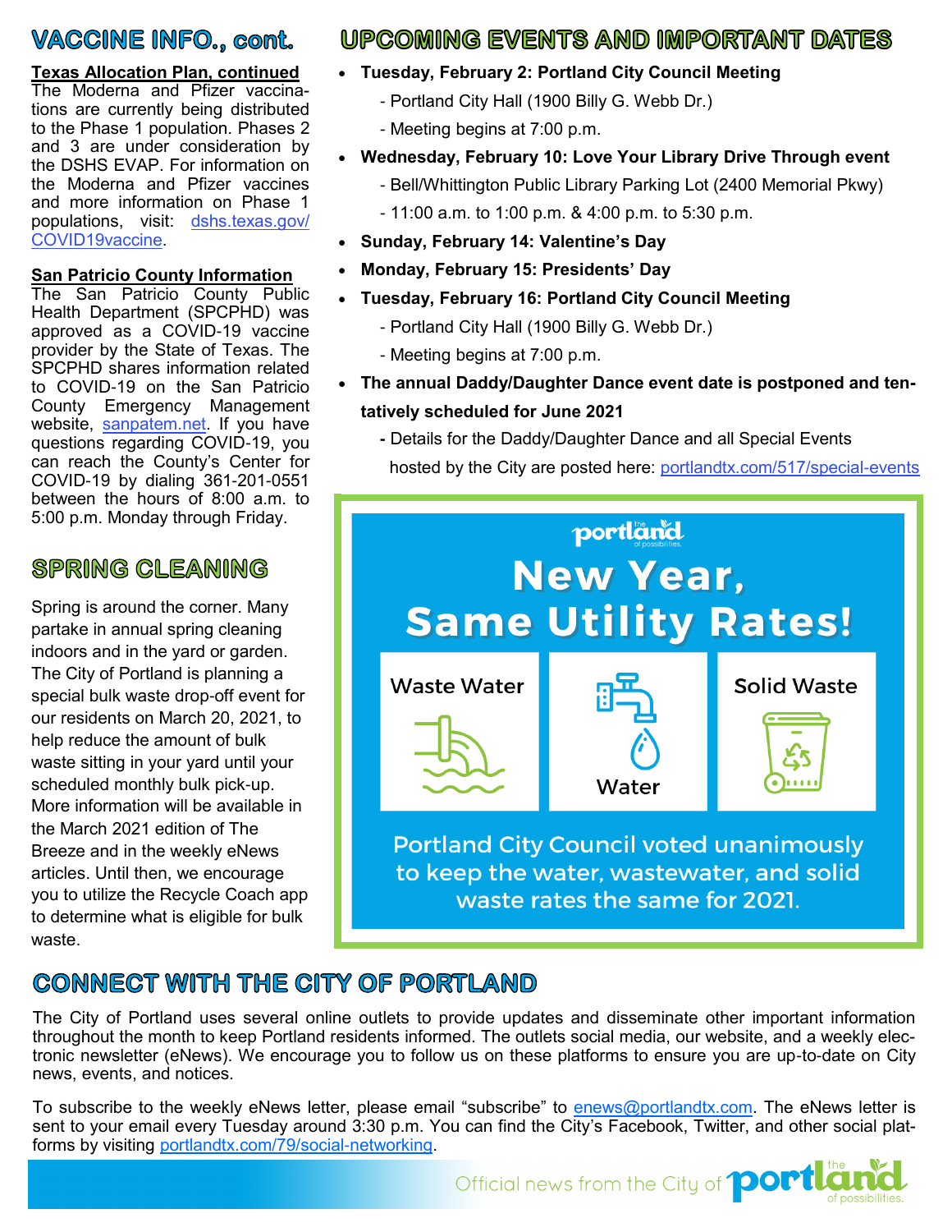## VACCINE INFO., cont.

**Texas Allocation Plan, continued**

The Moderna and Pfizer vaccinations are currently being distributed to the Phase 1 population. Phases 2 and 3 are under consideration by the DSHS EVAP. For information on the Moderna and Pfizer vaccines and more information on Phase 1 populations, visit: dshs.texas.gov/COVID19vaccine.

**San Patricio County Information**

The San Patricio County Public Health Department (SPCPHD) was approved as a COVID-19 vaccine provider by the State of Texas. The SPCPHD shares information related to COVID-19 on the San Patricio County Emergency Management website, sanpatem.net. If you have questions regarding COVID-19, you can reach the County's Center for COVID-19 by dialing 361-201-0551 between the hours of 8:00 a.m. to 5:00 p.m. Monday through Friday.

## SPRING CLEANING

Spring is around the corner. Many partake in annual spring cleaning indoors and in the yard or garden. The City of Portland is planning a special bulk waste drop-off event for our residents on March 20, 2021, to help reduce the amount of bulk waste sitting in your yard until your scheduled monthly bulk pick-up. More information will be available in the March 2021 edition of The Breeze and in the weekly eNews articles. Until then, we encourage you to utilize the Recycle Coach app to determine what is eligible for bulk waste.

## UPCOMING EVENTS AND IMPORTANT DATES

- **Tuesday, February 2: Portland City Council Meeting**
  - Portland City Hall (1900 Billy G. Webb Dr.)
  - Meeting begins at 7:00 p.m.
- **Wednesday, February 10: Love Your Library Drive Through event**
  - Bell/Whittington Public Library Parking Lot (2400 Memorial Pkwy)
  - 11:00 a.m. to 1:00 p.m. & 4:00 p.m. to 5:30 p.m.
- **Sunday, February 14: Valentine's Day**
- **Monday, February 15: Presidents' Day**
- **Tuesday, February 16: Portland City Council Meeting**
  - Portland City Hall (1900 Billy G. Webb Dr.)
  - Meeting begins at 7:00 p.m.
- **The annual Daddy/Daughter Dance event date is postponed and tentatively scheduled for June 2021**
  - Details for the Daddy/Daughter Dance and all Special Events hosted by the City are posted here: portlandtx.com/517/special-events

portland of possibilities.

**New Year, Same Utility Rates!**

Waste Water

Water

Solid Waste

Portland City Council voted unanimously to keep the water, wastewater, and solid waste rates the same for 2021.

## CONNECT WITH THE CITY OF PORTLAND

The City of Portland uses several online outlets to provide updates and disseminate other important information throughout the month to keep Portland residents informed. The outlets social media, our website, and a weekly electronic newsletter (eNews). We encourage you to follow us on these platforms to ensure you are up-to-date on City news, events, and notices.

To subscribe to the weekly eNews letter, please email "subscribe" to enews@portlandtx.com. The eNews letter is sent to your email every Tuesday around 3:30 p.m. You can find the City's Facebook, Twitter, and other social platforms by visiting portlandtx.com/79/social-networking.